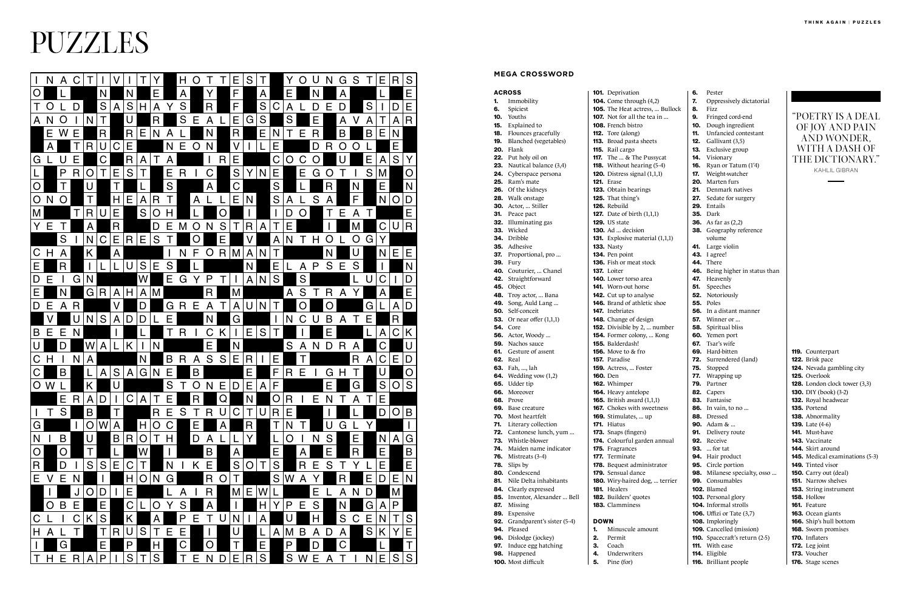# PUZZLES

## MEGA CROSSWORD

**ACROSS**

1. Immobility
6. Spiciest
10. Youths
15. Explained to
18. Flounces gracefully
19. Blanched (vegetables)
20. Flank
22. Put holy oil on
23. Nautical balance (3,4)
24. Cyberspace persona
25. Ram's mate
26. Of the kidneys
28. Walk onstage
30. Actor, ... Stiller
31. Peace pact
32. Illuminating gas
33. Wicked
34. Dribble
35. Adhesive
37. Proportional, pro ...
39. Fury
40. Couturier, ... Chanel
42. Straightforward
45. Object
48. Troy actor, ... Bana
49. Song, Auld Lang ...
50. Self-conceit
53. Or near offer (1,1,1)
54. Core
56. Actor, Woody ...
59. Nachos sauce
61. Gesture of assent
62. Real
63. Fah, ..., lah
64. Wedding vow (1,2)
65. Udder tip
66. Moreover
68. Prove
69. Base creature
70. Most heartfelt
71. Literary collection
72. Cantonese lunch, yum ...
73. Whistle-blower
74. Maiden name indicator
76. Mistreats (3-4)
78. Slips by
80. Condescend
81. Nile Delta inhabitants
84. Clearly expressed
85. Inventor, Alexander ... Bell
87. Missing
89. Expensive
92. Grandparent's sister (5-4)
94. Pleased
96. Dislodge (jockey)
97. Induce egg hatching
98. Happened
100. Most difficult
101. Deprivation
104. Come through (4,2)
105. The Heat actress, ... Bullock
107. Not for all the tea in ...
108. French bistro
112. Tore (along)
113. Broad pasta sheets
115. Rail cargo
117. The ... & The Pussycat
118. Without hearing (5-4)
120. Distress signal (1,1,1)
121. Erase
123. Obtain bearings
125. That thing's
126. Rebuild
127. Date of birth (1,1,1)
129. US state
130. Ad ... decision
131. Explosive material (1,1,1)
133. Nasty
134. Pen point
136. Fish or meat stock
137. Loiter
140. Lower torso area
141. Worn-out horse
142. Cut up to analyse
146. Brand of athletic shoe
147. Inebriates
148. Change of design
152. Divisible by 2, ... number
154. Former colony, ... Kong
155. Balderdash!
156. Move to & fro
157. Paradise
159. Actress, ... Foster
160. Den
162. Whimper
164. Heavy antelope
165. British award (1,1,1)
167. Chokes with sweetness
169. Stimulates, ... up
171. Hiatus
173. Snaps (fingers)
174. Colourful garden annual
175. Fragrances
177. Terminate
178. Bequest administrator
179. Sensual dance
180. Wiry-haired dog, ... terrier
181. Healers
182. Builders' quotes
183. Clamminess

**DOWN**

1. Minuscule amount
2. Permit
3. Coach
4. Underwriters
5. Pine (for)
6. Pester
7. Oppressively dictatorial
8. Fizz
9. Fringed cord-end
10. Dough ingredient
11. Unfancied contestant
12. Gallivant (3,5)
13. Exclusive group
14. Visionary
16. Ryan or Tatum (1'4)
17. Weight-watcher
20. Marten furs
21. Denmark natives
27. Sedate for surgery
29. Entails
35. Dark
36. As far as (2,2)
38. Geography reference volume
41. Large violin
43. I agree!
44. There
46. Being higher in status than
47. Heavenly
51. Speeches
52. Notoriously
55. Poles
56. In a distant manner
57. Winner or ...
58. Spiritual bliss
60. Yemen port
67. Tsar's wife
69. Hard-bitten
72. Surrendered (land)
75. Stopped
77. Wrapping up
79. Partner
82. Capers
83. Fantasise
86. In vain, to no ...
88. Dressed
90. Adam & ...
91. Delivery route
92. Receive
93. ... for tat
94. Hair product
95. Circle portion
98. Milanese specialty, osso ...
99. Consumables
102. Blamed
103. Personal glory
104. Informal strolls
106. Uffizi or Tate (3,7)
108. Imploringly
109. Cancelled (mission)
110. Spacecraft's return (2-5)
111. With ease
114. Eligible
116. Brilliant people
119. Counterpart
122. Brisk pace
124. Nevada gambling city
125. Overlook
128. London clock tower (3,3)
130. DIY (book) (3-2)
132. Royal headwear
135. Portend
138. Abnormality
139. Late (4-6)
141. Must-have
143. Vaccinate
144. Skirt around
145. Medical examinations (5-3)
149. Tinted visor
150. Carry out (deal)
151. Narrow shelves
153. String instrument
158. Hollow
161. Feature
163. Ocean giants
166. Ship's hull bottom
168. Sworn promises
170. Inflaters
172. Leg joint
173. Voucher
176. Stage scenes

"POETRY IS A DEAL OF JOY AND PAIN AND WONDER, WITH A DASH OF THE DICTIONARY."

KAHLIL GIBRAN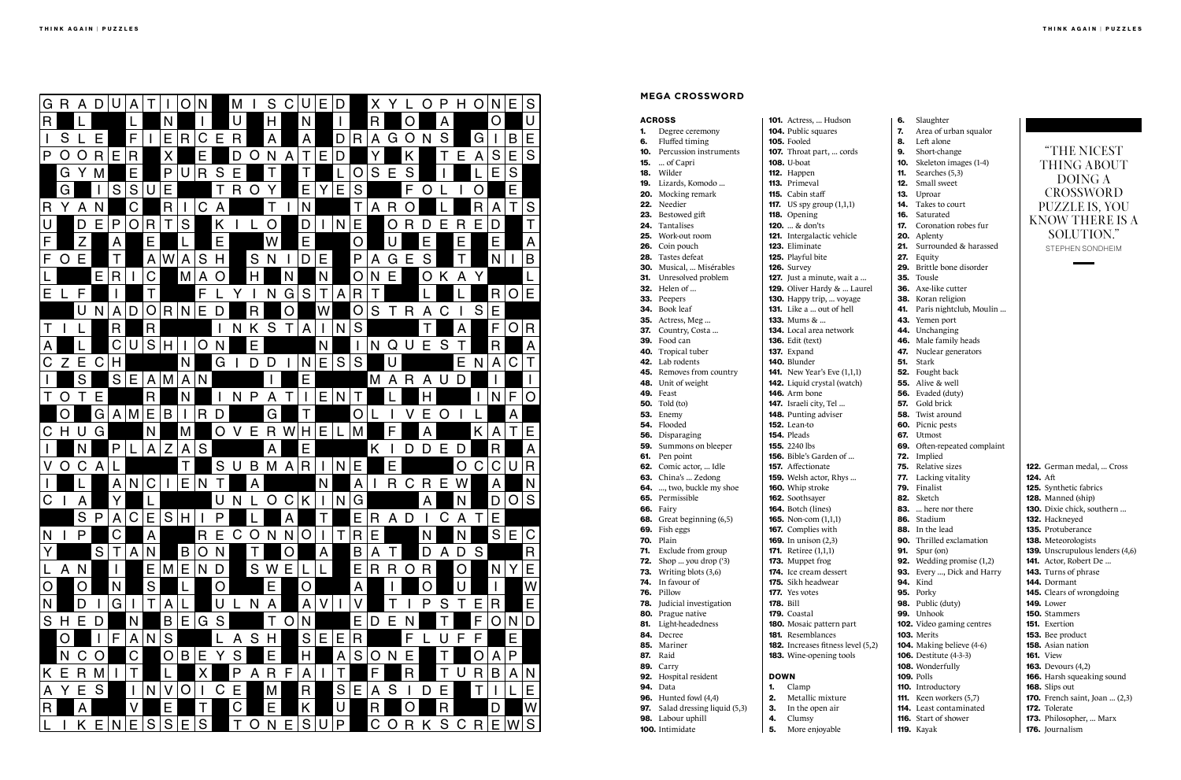## MEGA CROSSWORD

### ACROSS

**1.** Degree ceremony
**6.** Fluffed timing
**10.** Percussion instruments
**15.** ... of Capri
**18.** Wilder
**19.** Lizards, Komodo ...
**20.** Mocking remark
**22.** Needier
**23.** Bestowed gift
**24.** Tantalises
**25.** Work-out room
**26.** Coin pouch
**28.** Tastes defeat
**30.** Musical, ... Misérables
**31.** Unresolved problem
**32.** Helen of ...
**33.** Peepers
**34.** Book leaf
**35.** Actress, Meg ...
**37.** Country, Costa ...
**39.** Food can
**40.** Tropical tuber
**42.** Lab rodents
**45.** Removes from country
**48.** Unit of weight
**49.** Feast
**50.** Told (to)
**53.** Enemy
**54.** Flooded
**56.** Disparaging
**59.** Summons on bleeper
**61.** Pen point
**62.** Comic actor, ... Idle
**63.** China's ... Zedong
**64.** ..., two, buckle my shoe
**65.** Permissible
**66.** Fairy
**68.** Great beginning (6,5)
**69.** Fish eggs
**70.** Plain
**71.** Exclude from group
**72.** Shop ... you drop ('3)
**73.** Writing blots (3,6)
**74.** In favour of
**76.** Pillow
**78.** Judicial investigation
**80.** Prague native
**81.** Light-headedness
**84.** Decree
**85.** Mariner
**87.** Raid
**89.** Carry
**92.** Hospital resident
**94.** Data
**96.** Hunted fowl (4,4)
**97.** Salad dressing liquid (5,3)
**98.** Labour uphill
**100.** Intimidate
**101.** Actress, ... Hudson
**104.** Public squares
**105.** Fooled
**107.** Throat part, ... cords
**108.** U-boat
**112.** Happen
**113.** Primeval
**115.** Cabin staff
**117.** US spy group (1,1,1)
**118.** Opening
**120.** ... & don'ts
**121.** Intergalactic vehicle
**123.** Eliminate
**125.** Playful bite
**126.** Survey
**127.** Just a minute, wait a ...
**129.** Oliver Hardy & ... Laurel
**130.** Happy trip, ... voyage
**131.** Like a ... out of hell
**133.** Mums & ...
**134.** Local area network
**136.** Edit (text)
**137.** Expand
**140.** Blunder
**141.** New Year's Eve (1,1,1)
**142.** Liquid crystal (watch)
**146.** Arm bone
**147.** Israeli city, Tel ...
**148.** Punting adviser
**152.** Lean-to
**154.** Pleads
**155.** 2240 lbs
**156.** Bible's Garden of ...
**157.** Affectionate
**159.** Welsh actor, Rhys ...
**160.** Whip stroke
**162.** Soothsayer
**164.** Botch (lines)
**165.** Non-com (1,1,1)
**167.** Complies with
**169.** In unison (2,3)
**171.** Retiree (1,1,1)
**173.** Muppet frog
**174.** Ice cream dessert
**175.** Sikh headwear
**177.** Yes votes
**178.** Bill
**179.** Coastal
**180.** Mosaic pattern part
**181.** Resemblances
**182.** Increases fitness level (5,2)
**183.** Wine-opening tools

### DOWN

**1.** Clamp
**2.** Metallic mixture
**3.** In the open air
**4.** Clumsy
**5.** More enjoyable
**6.** Slaughter
**7.** Area of urban squalor
**8.** Left alone
**9.** Short-change
**10.** Skeleton images (1-4)
**11.** Searches (5,3)
**12.** Small sweet
**13.** Uproar
**14.** Takes to court
**16.** Saturated
**17.** Coronation robes fur
**20.** Aplenty
**21.** Surrounded & harassed
**27.** Equity
**29.** Brittle bone disorder
**35.** Tousle
**36.** Axe-like cutter
**38.** Koran religion
**41.** Paris nightclub, Moulin ...
**43.** Yemen port
**44.** Unchanging
**46.** Male family heads
**47.** Nuclear generators
**51.** Stark
**52.** Fought back
**55.** Alive & well
**56.** Evaded (duty)
**57.** Gold brick
**58.** Twist around
**60.** Picnic pests
**67.** Utmost
**69.** Often-repeated complaint
**72.** Implied
**75.** Relative sizes
**77.** Lacking vitality
**79.** Finalist
**82.** Sketch
**83.** ... here nor there
**86.** Stadium
**88.** In the lead
**90.** Thrilled exclamation
**91.** Spur (on)
**92.** Wedding promise (1,2)
**93.** Every ..., Dick and Harry
**94.** Kind
**95.** Porky
**98.** Public (duty)
**99.** Unhook
**102.** Video gaming centres
**103.** Merits
**104.** Making believe (4-6)
**106.** Destitute (4-3-3)
**108.** Wonderfully
**109.** Polls
**110.** Introductory
**111.** Keen workers (5,7)
**114.** Least contaminated
**116.** Start of shower
**119.** Kayak
**122.** German medal, ... Cross
**124.** Aft
**125.** Synthetic fabrics
**128.** Manned (ship)
**130.** Dixie chick, southern ...
**132.** Hackneyed
**135.** Protuberance
**138.** Meteorologists
**139.** Unscrupulous lenders (4,6)
**141.** Actor, Robert De ...
**143.** Turns of phrase
**144.** Dormant
**145.** Clears of wrongdoing
**149.** Lower
**150.** Stammers
**151.** Exertion
**153.** Bee product
**158.** Asian nation
**161.** View
**163.** Devours (4,2)
**166.** Harsh squeaking sound
**168.** Slips out
**170.** French saint, Joan ... (2,3)
**172.** Tolerate
**173.** Philosopher, ... Marx
**176.** Journalism

"THE NICEST THING ABOUT DOING A CROSSWORD PUZZLE IS, YOU KNOW THERE IS A SOLUTION."
STEPHEN SONDHEIM